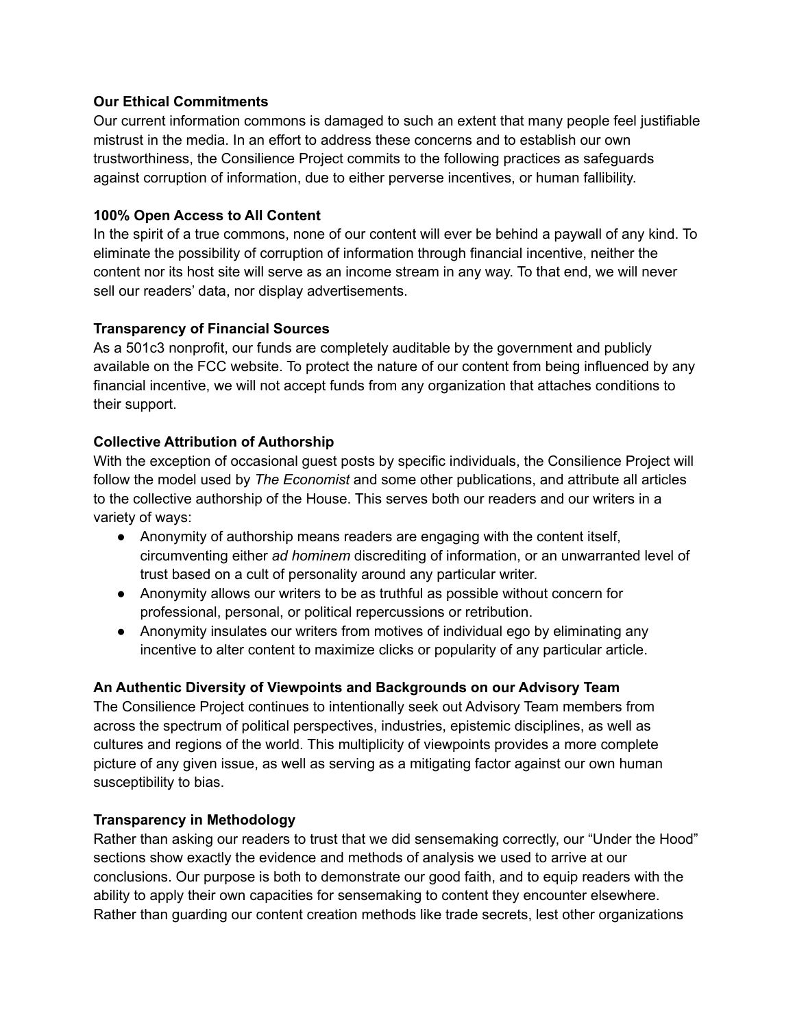**Our Ethical Commitments**

Our current information commons is damaged to such an extent that many people feel justifiable mistrust in the media. In an effort to address these concerns and to establish our own trustworthiness, the Consilience Project commits to the following practices as safeguards against corruption of information, due to either perverse incentives, or human fallibility.

**100% Open Access to All Content**

In the spirit of a true commons, none of our content will ever be behind a paywall of any kind. To eliminate the possibility of corruption of information through financial incentive, neither the content nor its host site will serve as an income stream in any way. To that end, we will never sell our readers' data, nor display advertisements.

**Transparency of Financial Sources**

As a 501c3 nonprofit, our funds are completely auditable by the government and publicly available on the FCC website. To protect the nature of our content from being influenced by any financial incentive, we will not accept funds from any organization that attaches conditions to their support.

**Collective Attribution of Authorship**

With the exception of occasional guest posts by specific individuals, the Consilience Project will follow the model used by *The Economist* and some other publications, and attribute all articles to the collective authorship of the House. This serves both our readers and our writers in a variety of ways:

- Anonymity of authorship means readers are engaging with the content itself, circumventing either *ad hominem* discrediting of information, or an unwarranted level of trust based on a cult of personality around any particular writer.
- Anonymity allows our writers to be as truthful as possible without concern for professional, personal, or political repercussions or retribution.
- Anonymity insulates our writers from motives of individual ego by eliminating any incentive to alter content to maximize clicks or popularity of any particular article.

**An Authentic Diversity of Viewpoints and Backgrounds on our Advisory Team**

The Consilience Project continues to intentionally seek out Advisory Team members from across the spectrum of political perspectives, industries, epistemic disciplines, as well as cultures and regions of the world. This multiplicity of viewpoints provides a more complete picture of any given issue, as well as serving as a mitigating factor against our own human susceptibility to bias.

**Transparency in Methodology**

Rather than asking our readers to trust that we did sensemaking correctly, our "Under the Hood" sections show exactly the evidence and methods of analysis we used to arrive at our conclusions. Our purpose is both to demonstrate our good faith, and to equip readers with the ability to apply their own capacities for sensemaking to content they encounter elsewhere. Rather than guarding our content creation methods like trade secrets, lest other organizations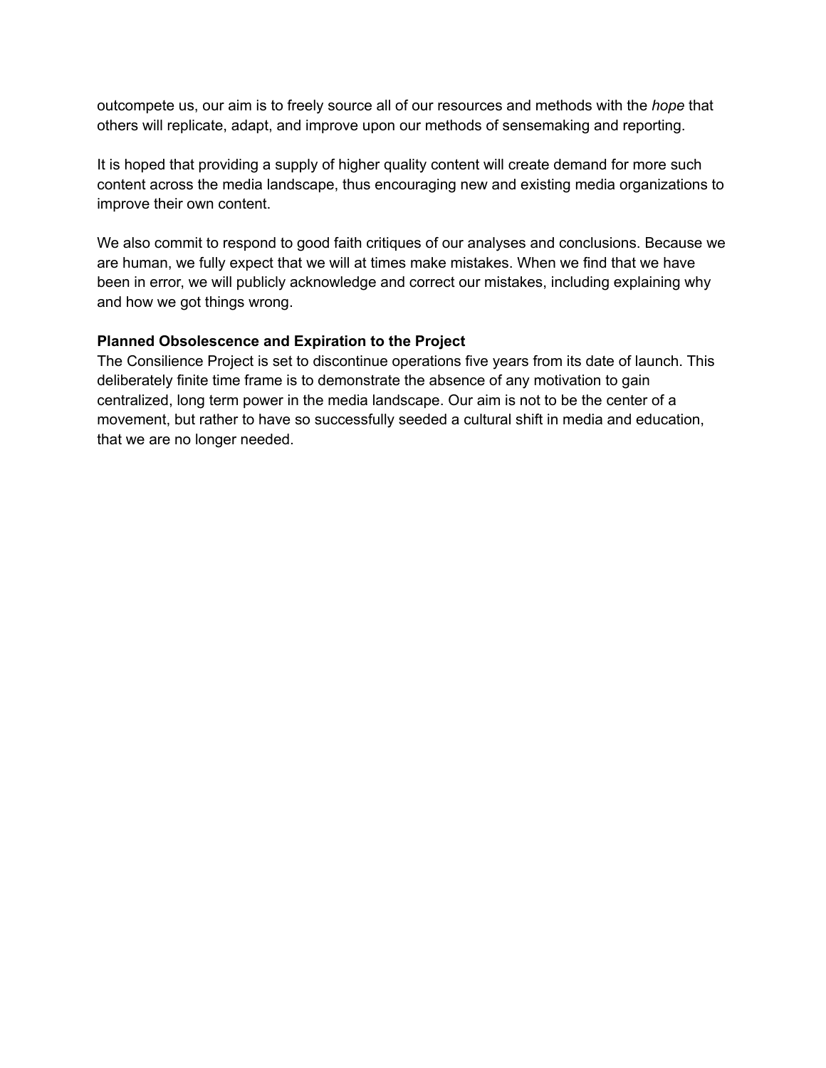outcompete us, our aim is to freely source all of our resources and methods with the *hope* that others will replicate, adapt, and improve upon our methods of sensemaking and reporting.

It is hoped that providing a supply of higher quality content will create demand for more such content across the media landscape, thus encouraging new and existing media organizations to improve their own content.

We also commit to respond to good faith critiques of our analyses and conclusions. Because we are human, we fully expect that we will at times make mistakes. When we find that we have been in error, we will publicly acknowledge and correct our mistakes, including explaining why and how we got things wrong.

**Planned Obsolescence and Expiration to the Project**

The Consilience Project is set to discontinue operations five years from its date of launch. This deliberately finite time frame is to demonstrate the absence of any motivation to gain centralized, long term power in the media landscape. Our aim is not to be the center of a movement, but rather to have so successfully seeded a cultural shift in media and education, that we are no longer needed.